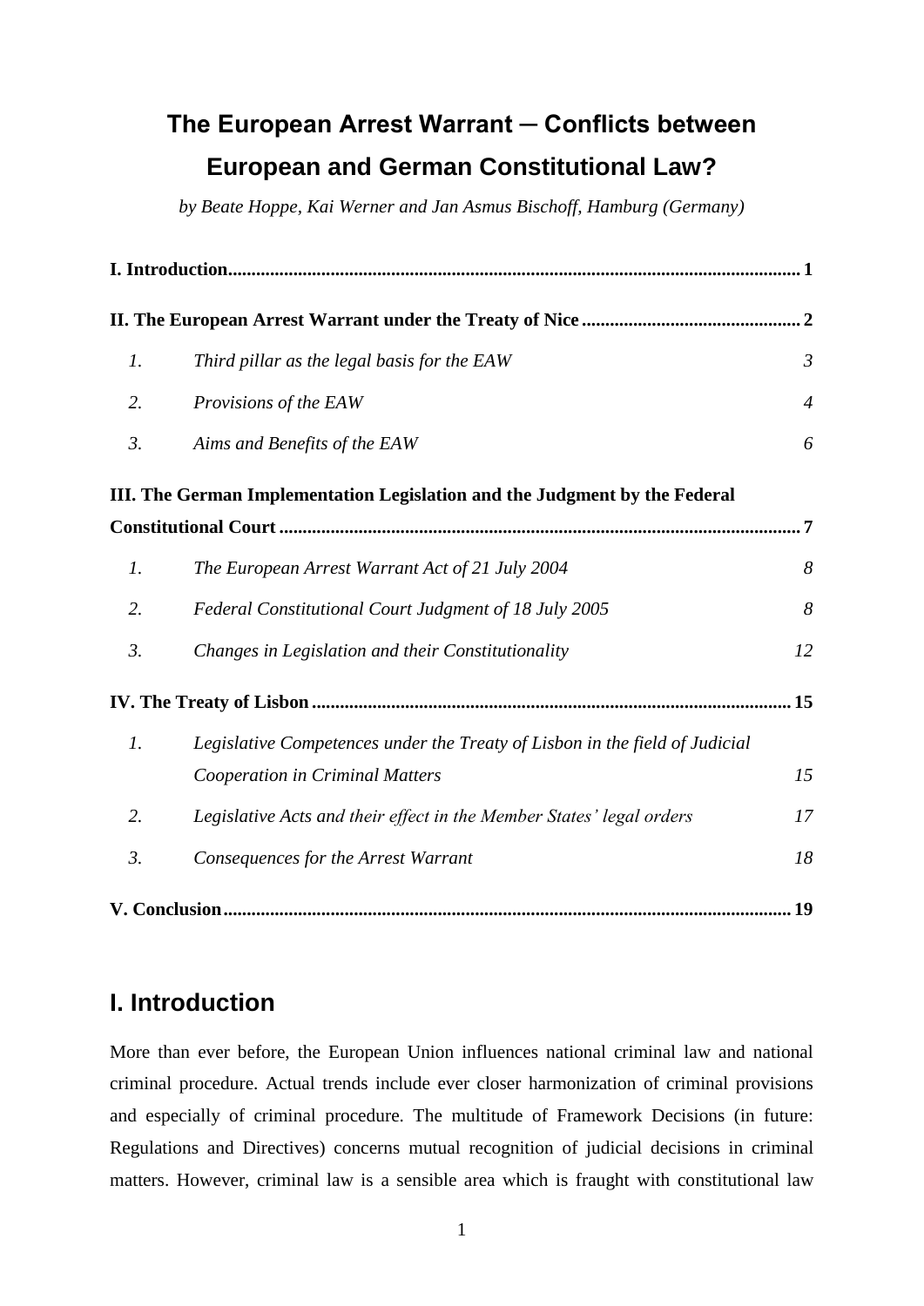# The European Arrest Warrant ─ Conflicts between European and German Constitutional Law?

*by Beate Hoppe, Kai Werner and Jan Asmus Bischoff, Hamburg (Germany)*

**I. Introduction** .......... 1

**II. The European Arrest Warrant under the Treaty of Nice** .......... 2

1. *Third pillar as the legal basis for the EAW* .......... *3*
2. *Provisions of the EAW* .......... *4*
3. *Aims and Benefits of the EAW* .......... *6*

**III. The German Implementation Legislation and the Judgment by the Federal Constitutional Court** .......... 7

1. *The European Arrest Warrant Act of 21 July 2004* .......... *8*
2. *Federal Constitutional Court Judgment of 18 July 2005* .......... *8*
3. *Changes in Legislation and their Constitutionality* .......... *12*

**IV. The Treaty of Lisbon** .......... 15

1. *Legislative Competences under the Treaty of Lisbon in the field of Judicial Cooperation in Criminal Matters* .......... *15*
2. *Legislative Acts and their effect in the Member States' legal orders* .......... *17*
3. *Consequences for the Arrest Warrant* .......... *18*

**V. Conclusion** .......... 19

## I. Introduction

More than ever before, the European Union influences national criminal law and national criminal procedure. Actual trends include ever closer harmonization of criminal provisions and especially of criminal procedure. The multitude of Framework Decisions (in future: Regulations and Directives) concerns mutual recognition of judicial decisions in criminal matters. However, criminal law is a sensible area which is fraught with constitutional law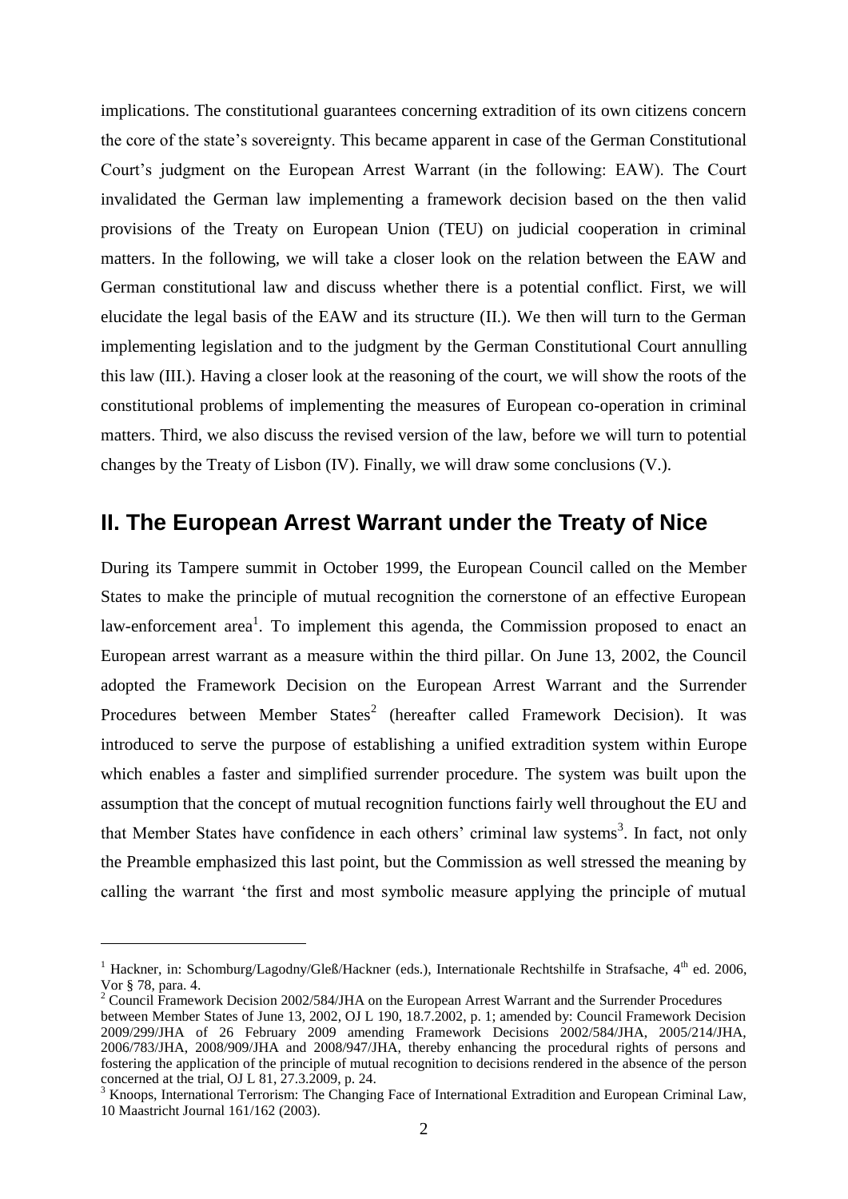implications. The constitutional guarantees concerning extradition of its own citizens concern the core of the state's sovereignty. This became apparent in case of the German Constitutional Court's judgment on the European Arrest Warrant (in the following: EAW). The Court invalidated the German law implementing a framework decision based on the then valid provisions of the Treaty on European Union (TEU) on judicial cooperation in criminal matters. In the following, we will take a closer look on the relation between the EAW and German constitutional law and discuss whether there is a potential conflict. First, we will elucidate the legal basis of the EAW and its structure (II.). We then will turn to the German implementing legislation and to the judgment by the German Constitutional Court annulling this law (III.). Having a closer look at the reasoning of the court, we will show the roots of the constitutional problems of implementing the measures of European co-operation in criminal matters. Third, we also discuss the revised version of the law, before we will turn to potential changes by the Treaty of Lisbon (IV). Finally, we will draw some conclusions (V.).

## II. The European Arrest Warrant under the Treaty of Nice

During its Tampere summit in October 1999, the European Council called on the Member States to make the principle of mutual recognition the cornerstone of an effective European law-enforcement area[1]. To implement this agenda, the Commission proposed to enact an European arrest warrant as a measure within the third pillar. On June 13, 2002, the Council adopted the Framework Decision on the European Arrest Warrant and the Surrender Procedures between Member States[2] (hereafter called Framework Decision). It was introduced to serve the purpose of establishing a unified extradition system within Europe which enables a faster and simplified surrender procedure. The system was built upon the assumption that the concept of mutual recognition functions fairly well throughout the EU and that Member States have confidence in each others' criminal law systems[3]. In fact, not only the Preamble emphasized this last point, but the Commission as well stressed the meaning by calling the warrant 'the first and most symbolic measure applying the principle of mutual

---

[1] Hackner, in: Schomburg/Lagodny/Gleß/Hackner (eds.), Internationale Rechtshilfe in Strafsache, 4th ed. 2006, Vor § 78, para. 4.

[2] Council Framework Decision 2002/584/JHA on the European Arrest Warrant and the Surrender Procedures between Member States of June 13, 2002, OJ L 190, 18.7.2002, p. 1; amended by: Council Framework Decision 2009/299/JHA of 26 February 2009 amending Framework Decisions 2002/584/JHA, 2005/214/JHA, 2006/783/JHA, 2008/909/JHA and 2008/947/JHA, thereby enhancing the procedural rights of persons and fostering the application of the principle of mutual recognition to decisions rendered in the absence of the person concerned at the trial, OJ L 81, 27.3.2009, p. 24.

[3] Knoops, International Terrorism: The Changing Face of International Extradition and European Criminal Law, 10 Maastricht Journal 161/162 (2003).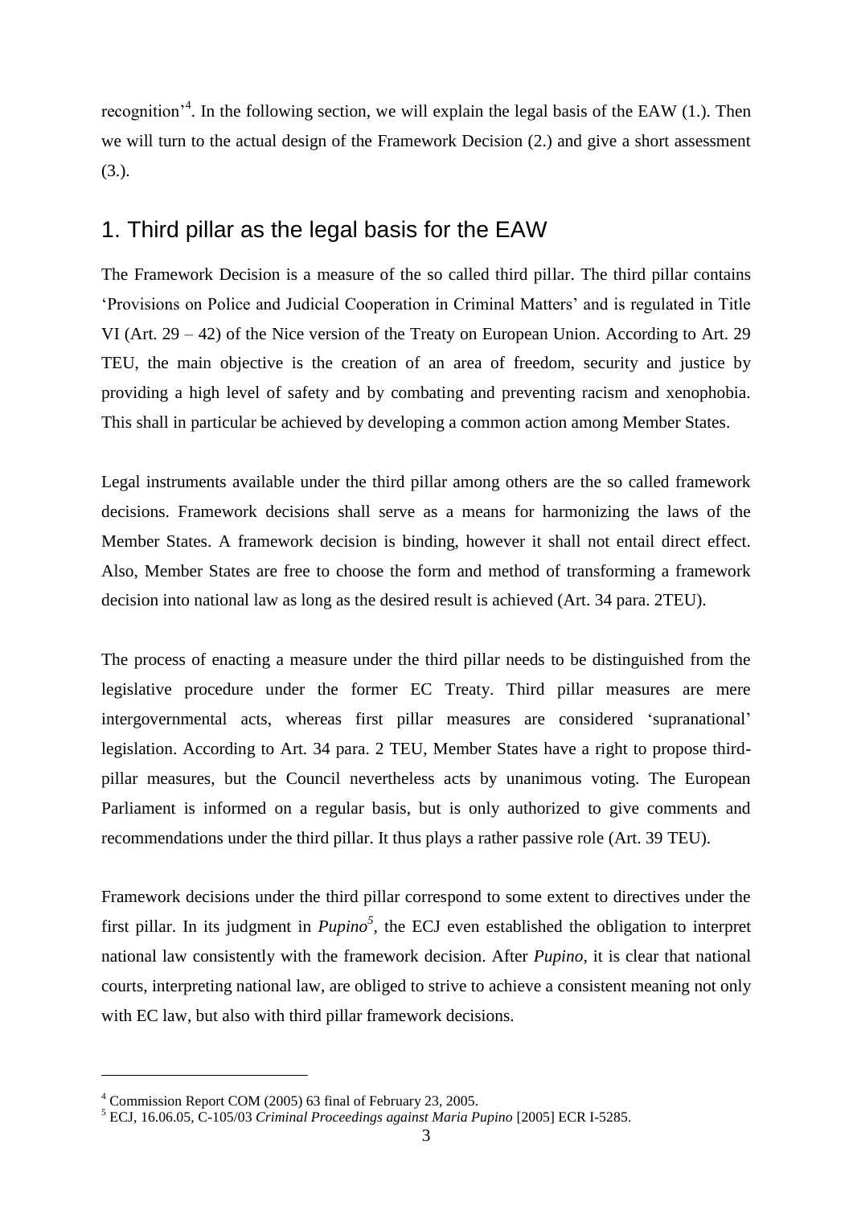recognition'[4]. In the following section, we will explain the legal basis of the EAW (1.). Then we will turn to the actual design of the Framework Decision (2.) and give a short assessment (3.).

## 1. Third pillar as the legal basis for the EAW

The Framework Decision is a measure of the so called third pillar. The third pillar contains 'Provisions on Police and Judicial Cooperation in Criminal Matters' and is regulated in Title VI (Art. 29 – 42) of the Nice version of the Treaty on European Union. According to Art. 29 TEU, the main objective is the creation of an area of freedom, security and justice by providing a high level of safety and by combating and preventing racism and xenophobia. This shall in particular be achieved by developing a common action among Member States.

Legal instruments available under the third pillar among others are the so called framework decisions. Framework decisions shall serve as a means for harmonizing the laws of the Member States. A framework decision is binding, however it shall not entail direct effect. Also, Member States are free to choose the form and method of transforming a framework decision into national law as long as the desired result is achieved (Art. 34 para. 2TEU).

The process of enacting a measure under the third pillar needs to be distinguished from the legislative procedure under the former EC Treaty. Third pillar measures are mere intergovernmental acts, whereas first pillar measures are considered 'supranational' legislation. According to Art. 34 para. 2 TEU, Member States have a right to propose third-pillar measures, but the Council nevertheless acts by unanimous voting. The European Parliament is informed on a regular basis, but is only authorized to give comments and recommendations under the third pillar. It thus plays a rather passive role (Art. 39 TEU).

Framework decisions under the third pillar correspond to some extent to directives under the first pillar. In its judgment in *Pupino*[5], the ECJ even established the obligation to interpret national law consistently with the framework decision. After *Pupino*, it is clear that national courts, interpreting national law, are obliged to strive to achieve a consistent meaning not only with EC law, but also with third pillar framework decisions.

---

[4] Commission Report COM (2005) 63 final of February 23, 2005.

[5] ECJ, 16.06.05, C-105/03 *Criminal Proceedings against Maria Pupino* [2005] ECR I-5285.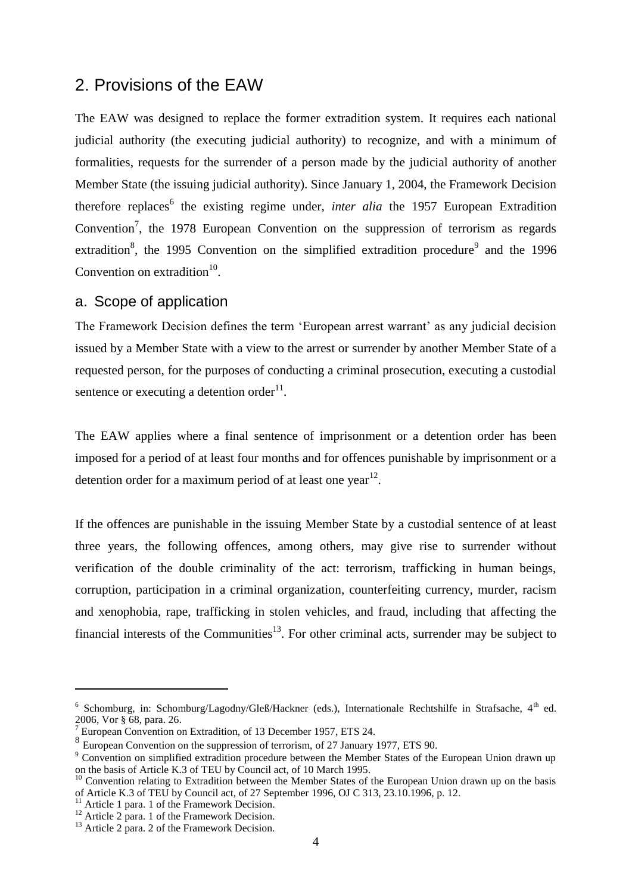## 2. Provisions of the EAW

The EAW was designed to replace the former extradition system. It requires each national judicial authority (the executing judicial authority) to recognize, and with a minimum of formalities, requests for the surrender of a person made by the judicial authority of another Member State (the issuing judicial authority). Since January 1, 2004, the Framework Decision therefore replaces[6] the existing regime under, *inter alia* the 1957 European Extradition Convention[7], the 1978 European Convention on the suppression of terrorism as regards extradition[8], the 1995 Convention on the simplified extradition procedure[9] and the 1996 Convention on extradition[10].

### a. Scope of application

The Framework Decision defines the term 'European arrest warrant' as any judicial decision issued by a Member State with a view to the arrest or surrender by another Member State of a requested person, for the purposes of conducting a criminal prosecution, executing a custodial sentence or executing a detention order[11].

The EAW applies where a final sentence of imprisonment or a detention order has been imposed for a period of at least four months and for offences punishable by imprisonment or a detention order for a maximum period of at least one year[12].

If the offences are punishable in the issuing Member State by a custodial sentence of at least three years, the following offences, among others, may give rise to surrender without verification of the double criminality of the act: terrorism, trafficking in human beings, corruption, participation in a criminal organization, counterfeiting currency, murder, racism and xenophobia, rape, trafficking in stolen vehicles, and fraud, including that affecting the financial interests of the Communities[13]. For other criminal acts, surrender may be subject to

---

[6] Schomburg, in: Schomburg/Lagodny/Gleß/Hackner (eds.), Internationale Rechtshilfe in Strafsache, 4th ed. 2006, Vor § 68, para. 26.

[7] European Convention on Extradition, of 13 December 1957, ETS 24.

[8] European Convention on the suppression of terrorism, of 27 January 1977, ETS 90.

[9] Convention on simplified extradition procedure between the Member States of the European Union drawn up on the basis of Article K.3 of TEU by Council act, of 10 March 1995.

[10] Convention relating to Extradition between the Member States of the European Union drawn up on the basis of Article K.3 of TEU by Council act, of 27 September 1996, OJ C 313, 23.10.1996, p. 12.

[11] Article 1 para. 1 of the Framework Decision.

[12] Article 2 para. 1 of the Framework Decision.

[13] Article 2 para. 2 of the Framework Decision.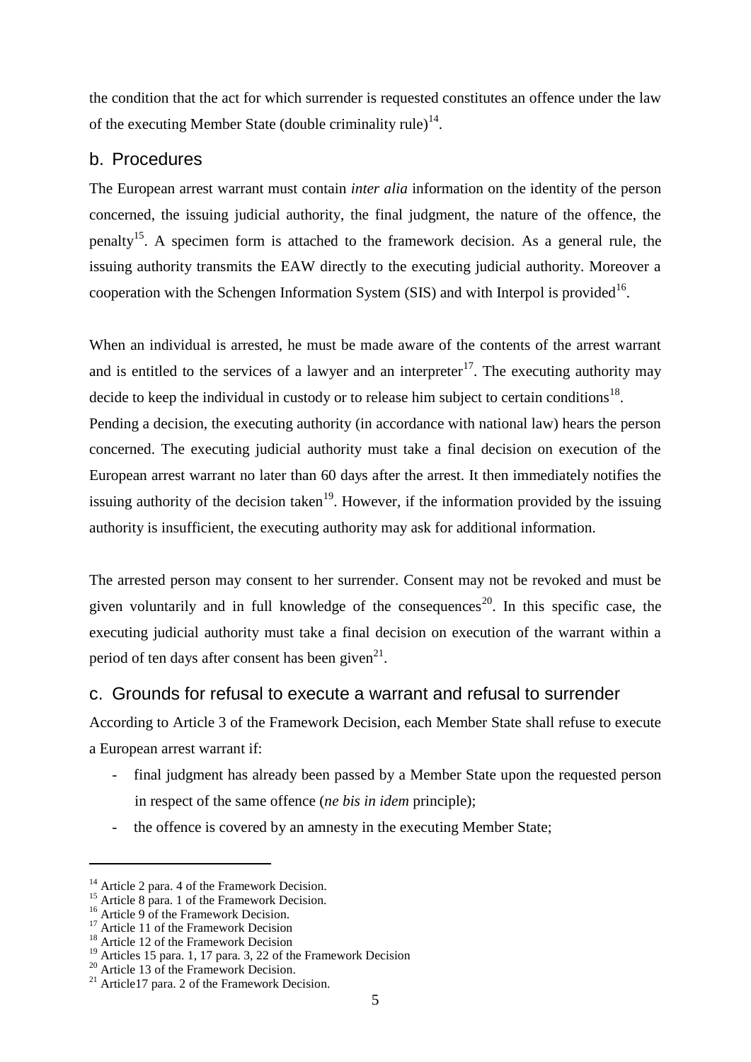the condition that the act for which surrender is requested constitutes an offence under the law of the executing Member State (double criminality rule)[14].

### b. Procedures

The European arrest warrant must contain *inter alia* information on the identity of the person concerned, the issuing judicial authority, the final judgment, the nature of the offence, the penalty[15]. A specimen form is attached to the framework decision. As a general rule, the issuing authority transmits the EAW directly to the executing judicial authority. Moreover a cooperation with the Schengen Information System (SIS) and with Interpol is provided[16].

When an individual is arrested, he must be made aware of the contents of the arrest warrant and is entitled to the services of a lawyer and an interpreter[17]. The executing authority may decide to keep the individual in custody or to release him subject to certain conditions[18]. Pending a decision, the executing authority (in accordance with national law) hears the person concerned. The executing judicial authority must take a final decision on execution of the European arrest warrant no later than 60 days after the arrest. It then immediately notifies the issuing authority of the decision taken[19]. However, if the information provided by the issuing authority is insufficient, the executing authority may ask for additional information.

The arrested person may consent to her surrender. Consent may not be revoked and must be given voluntarily and in full knowledge of the consequences[20]. In this specific case, the executing judicial authority must take a final decision on execution of the warrant within a period of ten days after consent has been given[21].

### c. Grounds for refusal to execute a warrant and refusal to surrender

According to Article 3 of the Framework Decision, each Member State shall refuse to execute a European arrest warrant if:

- final judgment has already been passed by a Member State upon the requested person in respect of the same offence (*ne bis in idem* principle);
- the offence is covered by an amnesty in the executing Member State;

---

[14] Article 2 para. 4 of the Framework Decision.
[15] Article 8 para. 1 of the Framework Decision.
[16] Article 9 of the Framework Decision.
[17] Article 11 of the Framework Decision
[18] Article 12 of the Framework Decision
[19] Articles 15 para. 1, 17 para. 3, 22 of the Framework Decision
[20] Article 13 of the Framework Decision.
[21] Article17 para. 2 of the Framework Decision.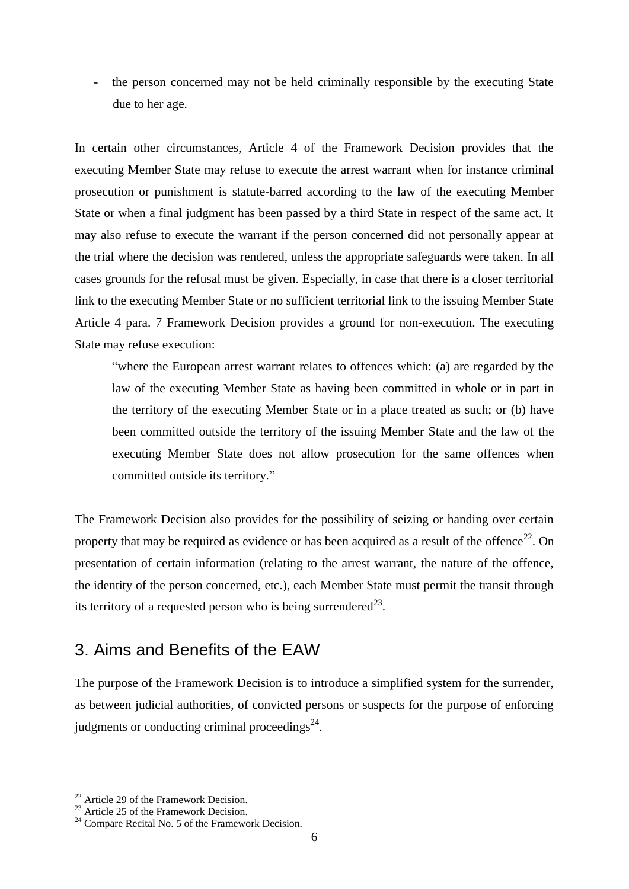- the person concerned may not be held criminally responsible by the executing State due to her age.

In certain other circumstances, Article 4 of the Framework Decision provides that the executing Member State may refuse to execute the arrest warrant when for instance criminal prosecution or punishment is statute-barred according to the law of the executing Member State or when a final judgment has been passed by a third State in respect of the same act. It may also refuse to execute the warrant if the person concerned did not personally appear at the trial where the decision was rendered, unless the appropriate safeguards were taken. In all cases grounds for the refusal must be given. Especially, in case that there is a closer territorial link to the executing Member State or no sufficient territorial link to the issuing Member State Article 4 para. 7 Framework Decision provides a ground for non-execution. The executing State may refuse execution:

> "where the European arrest warrant relates to offences which: (a) are regarded by the law of the executing Member State as having been committed in whole or in part in the territory of the executing Member State or in a place treated as such; or (b) have been committed outside the territory of the issuing Member State and the law of the executing Member State does not allow prosecution for the same offences when committed outside its territory."

The Framework Decision also provides for the possibility of seizing or handing over certain property that may be required as evidence or has been acquired as a result of the offence[22]. On presentation of certain information (relating to the arrest warrant, the nature of the offence, the identity of the person concerned, etc.), each Member State must permit the transit through its territory of a requested person who is being surrendered[23].

## 3. Aims and Benefits of the EAW

The purpose of the Framework Decision is to introduce a simplified system for the surrender, as between judicial authorities, of convicted persons or suspects for the purpose of enforcing judgments or conducting criminal proceedings[24].

---

[22] Article 29 of the Framework Decision.

[23] Article 25 of the Framework Decision.

[24] Compare Recital No. 5 of the Framework Decision.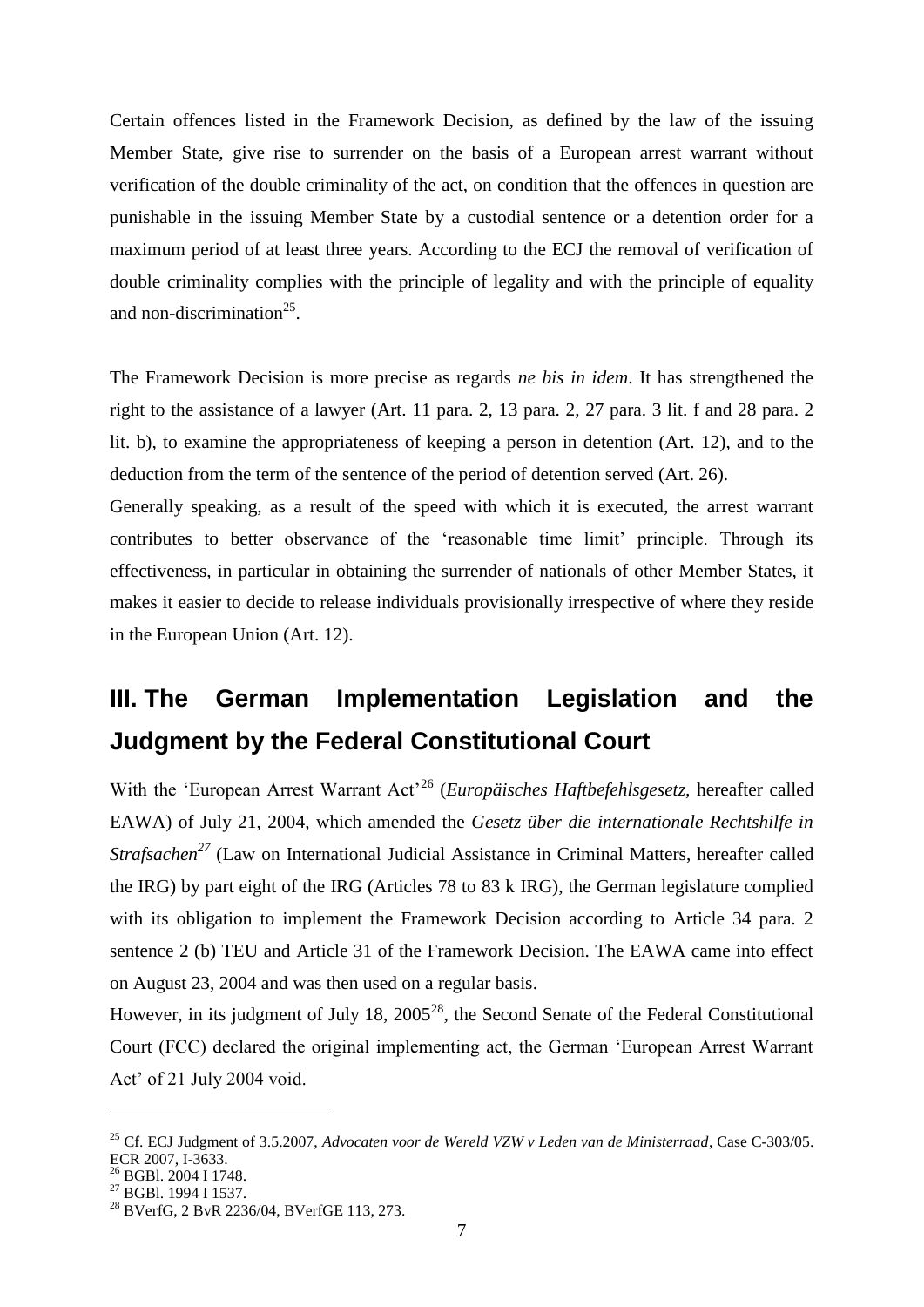Certain offences listed in the Framework Decision, as defined by the law of the issuing Member State, give rise to surrender on the basis of a European arrest warrant without verification of the double criminality of the act, on condition that the offences in question are punishable in the issuing Member State by a custodial sentence or a detention order for a maximum period of at least three years. According to the ECJ the removal of verification of double criminality complies with the principle of legality and with the principle of equality and non-discrimination[25].

The Framework Decision is more precise as regards *ne bis in idem*. It has strengthened the right to the assistance of a lawyer (Art. 11 para. 2, 13 para. 2, 27 para. 3 lit. f and 28 para. 2 lit. b), to examine the appropriateness of keeping a person in detention (Art. 12), and to the deduction from the term of the sentence of the period of detention served (Art. 26).

Generally speaking, as a result of the speed with which it is executed, the arrest warrant contributes to better observance of the 'reasonable time limit' principle. Through its effectiveness, in particular in obtaining the surrender of nationals of other Member States, it makes it easier to decide to release individuals provisionally irrespective of where they reside in the European Union (Art. 12).

## III. The German Implementation Legislation and the Judgment by the Federal Constitutional Court

With the 'European Arrest Warrant Act'[26] (*Europäisches Haftbefehlsgesetz*, hereafter called EAWA) of July 21, 2004, which amended the *Gesetz über die internationale Rechtshilfe in Strafsachen*[27] (Law on International Judicial Assistance in Criminal Matters, hereafter called the IRG) by part eight of the IRG (Articles 78 to 83 k IRG), the German legislature complied with its obligation to implement the Framework Decision according to Article 34 para. 2 sentence 2 (b) TEU and Article 31 of the Framework Decision. The EAWA came into effect on August 23, 2004 and was then used on a regular basis.

However, in its judgment of July 18, 2005[28], the Second Senate of the Federal Constitutional Court (FCC) declared the original implementing act, the German 'European Arrest Warrant Act' of 21 July 2004 void.

---

[25] Cf. ECJ Judgment of 3.5.2007, *Advocaten voor de Wereld VZW v Leden van de Ministerraad*, Case C-303/05. ECR 2007, I-3633.

[26] BGBl. 2004 I 1748.

[27] BGBl. 1994 I 1537.

[28] BVerfG, 2 BvR 2236/04, BVerfGE 113, 273.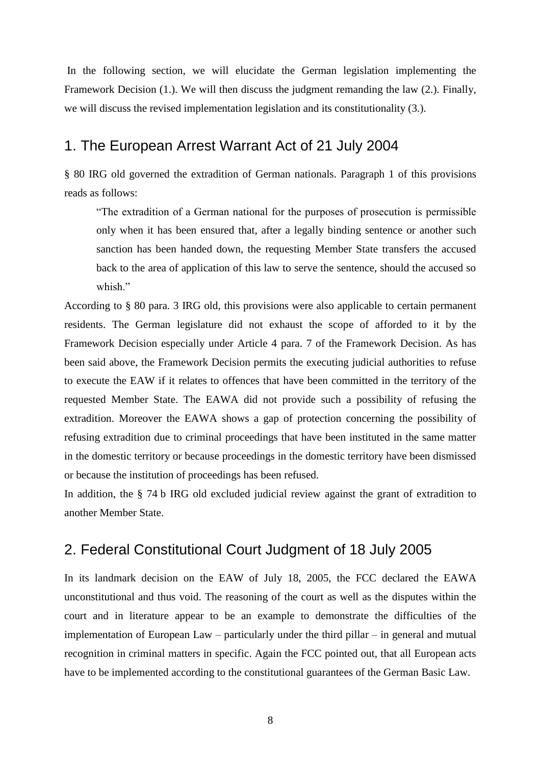In the following section, we will elucidate the German legislation implementing the Framework Decision (1.). We will then discuss the judgment remanding the law (2.). Finally, we will discuss the revised implementation legislation and its constitutionality (3.).

## 1. The European Arrest Warrant Act of 21 July 2004

§ 80 IRG old governed the extradition of German nationals. Paragraph 1 of this provisions reads as follows:

> "The extradition of a German national for the purposes of prosecution is permissible only when it has been ensured that, after a legally binding sentence or another such sanction has been handed down, the requesting Member State transfers the accused back to the area of application of this law to serve the sentence, should the accused so whish."

According to § 80 para. 3 IRG old, this provisions were also applicable to certain permanent residents. The German legislature did not exhaust the scope of afforded to it by the Framework Decision especially under Article 4 para. 7 of the Framework Decision. As has been said above, the Framework Decision permits the executing judicial authorities to refuse to execute the EAW if it relates to offences that have been committed in the territory of the requested Member State. The EAWA did not provide such a possibility of refusing the extradition. Moreover the EAWA shows a gap of protection concerning the possibility of refusing extradition due to criminal proceedings that have been instituted in the same matter in the domestic territory or because proceedings in the domestic territory have been dismissed or because the institution of proceedings has been refused.

In addition, the § 74 b IRG old excluded judicial review against the grant of extradition to another Member State.

## 2. Federal Constitutional Court Judgment of 18 July 2005

In its landmark decision on the EAW of July 18, 2005, the FCC declared the EAWA unconstitutional and thus void. The reasoning of the court as well as the disputes within the court and in literature appear to be an example to demonstrate the difficulties of the implementation of European Law – particularly under the third pillar – in general and mutual recognition in criminal matters in specific. Again the FCC pointed out, that all European acts have to be implemented according to the constitutional guarantees of the German Basic Law.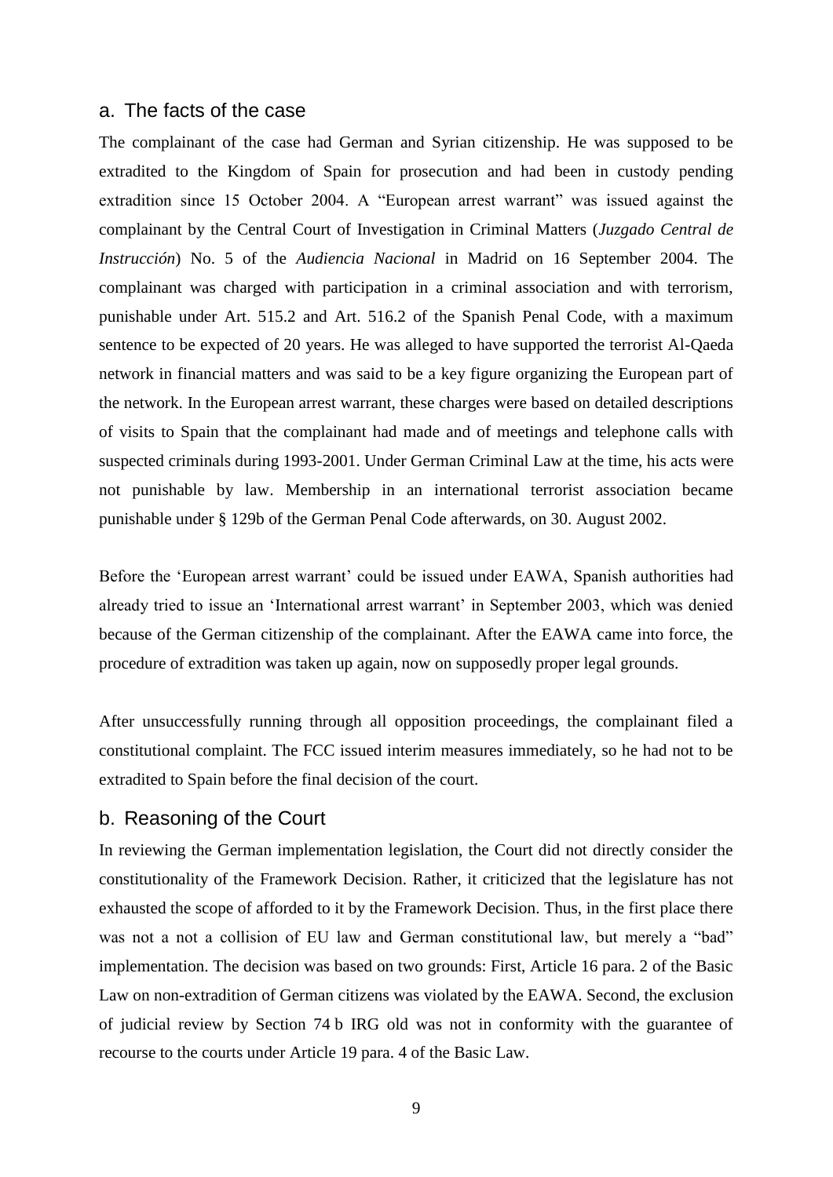### a. The facts of the case

The complainant of the case had German and Syrian citizenship. He was supposed to be extradited to the Kingdom of Spain for prosecution and had been in custody pending extradition since 15 October 2004. A "European arrest warrant" was issued against the complainant by the Central Court of Investigation in Criminal Matters (*Juzgado Central de Instrucción*) No. 5 of the *Audiencia Nacional* in Madrid on 16 September 2004. The complainant was charged with participation in a criminal association and with terrorism, punishable under Art. 515.2 and Art. 516.2 of the Spanish Penal Code, with a maximum sentence to be expected of 20 years. He was alleged to have supported the terrorist Al-Qaeda network in financial matters and was said to be a key figure organizing the European part of the network. In the European arrest warrant, these charges were based on detailed descriptions of visits to Spain that the complainant had made and of meetings and telephone calls with suspected criminals during 1993-2001. Under German Criminal Law at the time, his acts were not punishable by law. Membership in an international terrorist association became punishable under § 129b of the German Penal Code afterwards, on 30. August 2002.

Before the 'European arrest warrant' could be issued under EAWA, Spanish authorities had already tried to issue an 'International arrest warrant' in September 2003, which was denied because of the German citizenship of the complainant. After the EAWA came into force, the procedure of extradition was taken up again, now on supposedly proper legal grounds.

After unsuccessfully running through all opposition proceedings, the complainant filed a constitutional complaint. The FCC issued interim measures immediately, so he had not to be extradited to Spain before the final decision of the court.

### b. Reasoning of the Court

In reviewing the German implementation legislation, the Court did not directly consider the constitutionality of the Framework Decision. Rather, it criticized that the legislature has not exhausted the scope of afforded to it by the Framework Decision. Thus, in the first place there was not a not a collision of EU law and German constitutional law, but merely a "bad" implementation. The decision was based on two grounds: First, Article 16 para. 2 of the Basic Law on non-extradition of German citizens was violated by the EAWA. Second, the exclusion of judicial review by Section 74 b IRG old was not in conformity with the guarantee of recourse to the courts under Article 19 para. 4 of the Basic Law.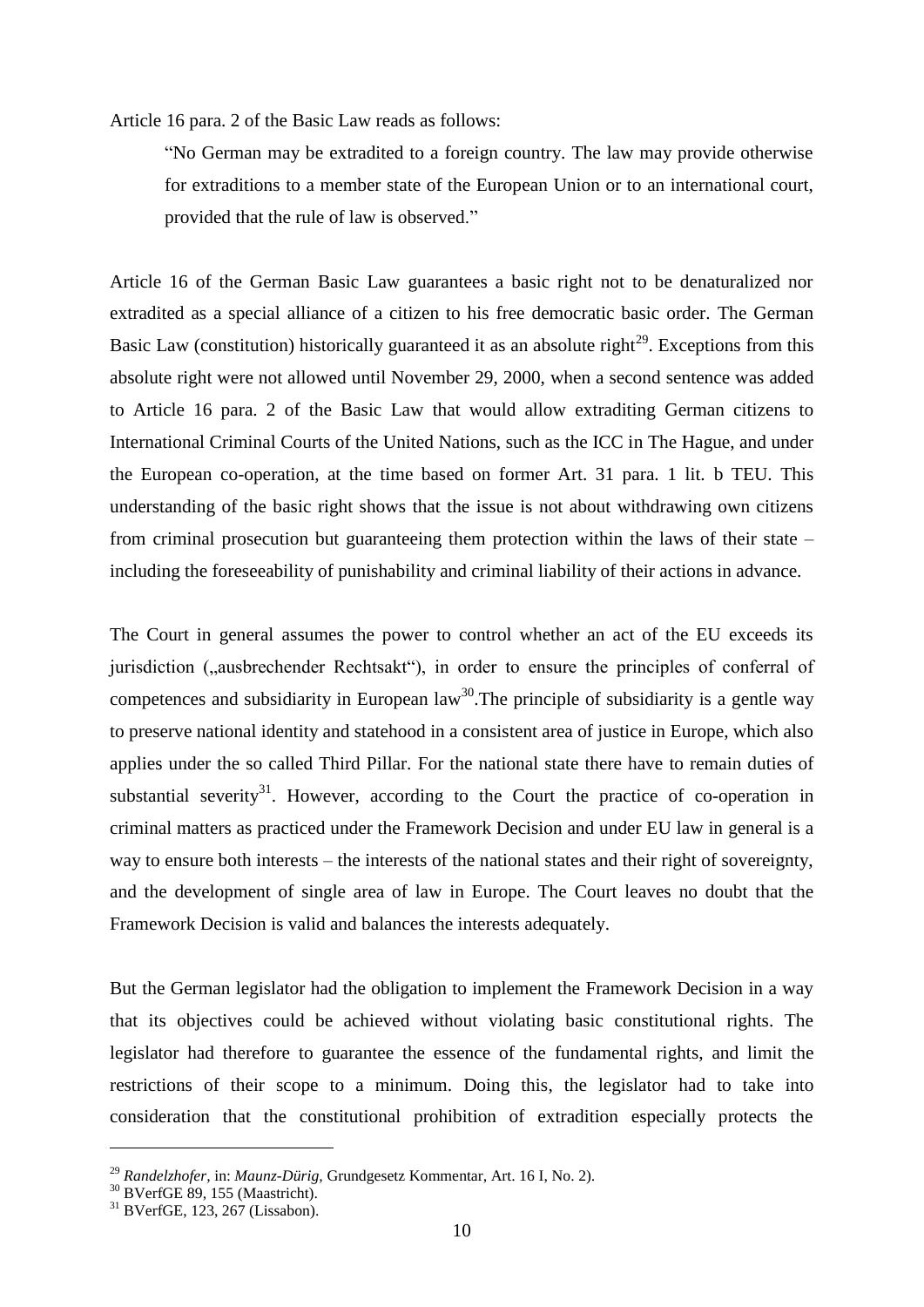Article 16 para. 2 of the Basic Law reads as follows:

> "No German may be extradited to a foreign country. The law may provide otherwise for extraditions to a member state of the European Union or to an international court, provided that the rule of law is observed."

Article 16 of the German Basic Law guarantees a basic right not to be denaturalized nor extradited as a special alliance of a citizen to his free democratic basic order. The German Basic Law (constitution) historically guaranteed it as an absolute right[29]. Exceptions from this absolute right were not allowed until November 29, 2000, when a second sentence was added to Article 16 para. 2 of the Basic Law that would allow extraditing German citizens to International Criminal Courts of the United Nations, such as the ICC in The Hague, and under the European co-operation, at the time based on former Art. 31 para. 1 lit. b TEU. This understanding of the basic right shows that the issue is not about withdrawing own citizens from criminal prosecution but guaranteeing them protection within the laws of their state – including the foreseeability of punishability and criminal liability of their actions in advance.

The Court in general assumes the power to control whether an act of the EU exceeds its jurisdiction („ausbrechender Rechtsakt"), in order to ensure the principles of conferral of competences and subsidiarity in European law[30].The principle of subsidiarity is a gentle way to preserve national identity and statehood in a consistent area of justice in Europe, which also applies under the so called Third Pillar. For the national state there have to remain duties of substantial severity[31]. However, according to the Court the practice of co-operation in criminal matters as practiced under the Framework Decision and under EU law in general is a way to ensure both interests – the interests of the national states and their right of sovereignty, and the development of single area of law in Europe. The Court leaves no doubt that the Framework Decision is valid and balances the interests adequately.

But the German legislator had the obligation to implement the Framework Decision in a way that its objectives could be achieved without violating basic constitutional rights. The legislator had therefore to guarantee the essence of the fundamental rights, and limit the restrictions of their scope to a minimum. Doing this, the legislator had to take into consideration that the constitutional prohibition of extradition especially protects the

---

[29] *Randelzhofer*, in: *Maunz-Dürig*, Grundgesetz Kommentar, Art. 16 I, No. 2).

[30] BVerfGE 89, 155 (Maastricht).

[31] BVerfGE, 123, 267 (Lissabon).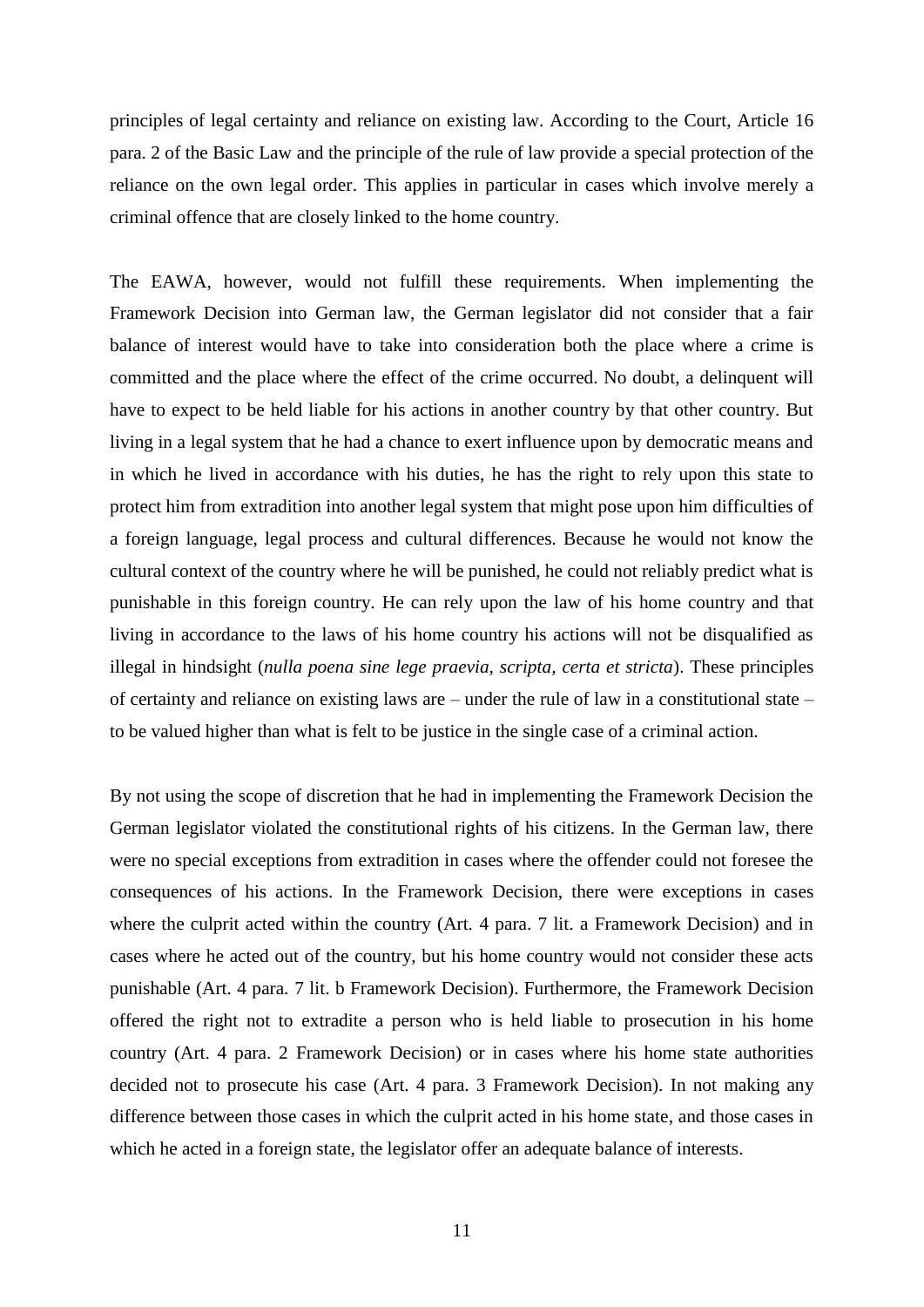principles of legal certainty and reliance on existing law. According to the Court, Article 16 para. 2 of the Basic Law and the principle of the rule of law provide a special protection of the reliance on the own legal order. This applies in particular in cases which involve merely a criminal offence that are closely linked to the home country.

The EAWA, however, would not fulfill these requirements. When implementing the Framework Decision into German law, the German legislator did not consider that a fair balance of interest would have to take into consideration both the place where a crime is committed and the place where the effect of the crime occurred. No doubt, a delinquent will have to expect to be held liable for his actions in another country by that other country. But living in a legal system that he had a chance to exert influence upon by democratic means and in which he lived in accordance with his duties, he has the right to rely upon this state to protect him from extradition into another legal system that might pose upon him difficulties of a foreign language, legal process and cultural differences. Because he would not know the cultural context of the country where he will be punished, he could not reliably predict what is punishable in this foreign country. He can rely upon the law of his home country and that living in accordance to the laws of his home country his actions will not be disqualified as illegal in hindsight (*nulla poena sine lege praevia, scripta, certa et stricta*). These principles of certainty and reliance on existing laws are – under the rule of law in a constitutional state – to be valued higher than what is felt to be justice in the single case of a criminal action.

By not using the scope of discretion that he had in implementing the Framework Decision the German legislator violated the constitutional rights of his citizens. In the German law, there were no special exceptions from extradition in cases where the offender could not foresee the consequences of his actions. In the Framework Decision, there were exceptions in cases where the culprit acted within the country (Art. 4 para. 7 lit. a Framework Decision) and in cases where he acted out of the country, but his home country would not consider these acts punishable (Art. 4 para. 7 lit. b Framework Decision). Furthermore, the Framework Decision offered the right not to extradite a person who is held liable to prosecution in his home country (Art. 4 para. 2 Framework Decision) or in cases where his home state authorities decided not to prosecute his case (Art. 4 para. 3 Framework Decision). In not making any difference between those cases in which the culprit acted in his home state, and those cases in which he acted in a foreign state, the legislator offer an adequate balance of interests.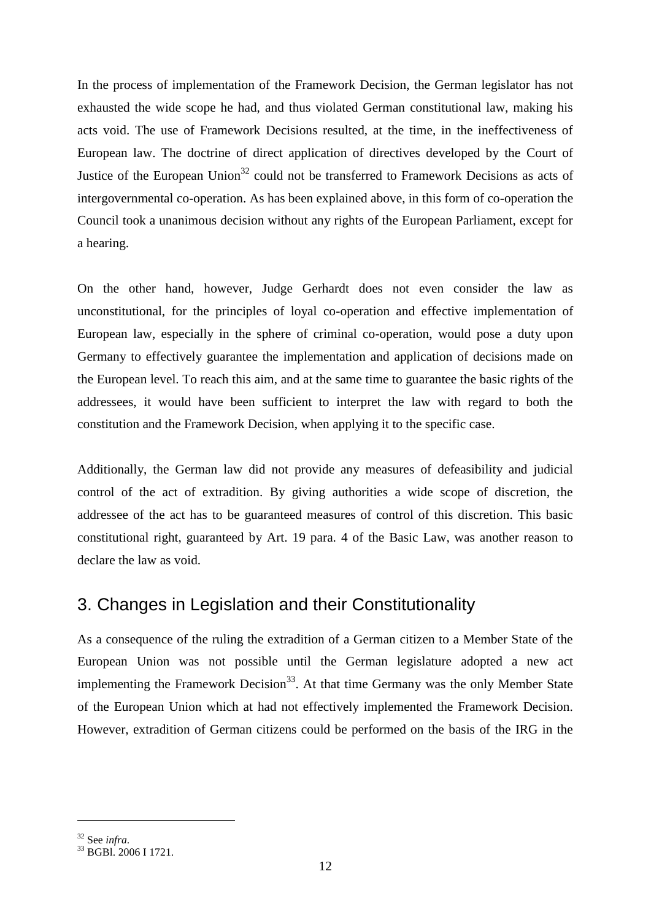In the process of implementation of the Framework Decision, the German legislator has not exhausted the wide scope he had, and thus violated German constitutional law, making his acts void. The use of Framework Decisions resulted, at the time, in the ineffectiveness of European law. The doctrine of direct application of directives developed by the Court of Justice of the European Union[32] could not be transferred to Framework Decisions as acts of intergovernmental co-operation. As has been explained above, in this form of co-operation the Council took a unanimous decision without any rights of the European Parliament, except for a hearing.

On the other hand, however, Judge Gerhardt does not even consider the law as unconstitutional, for the principles of loyal co-operation and effective implementation of European law, especially in the sphere of criminal co-operation, would pose a duty upon Germany to effectively guarantee the implementation and application of decisions made on the European level. To reach this aim, and at the same time to guarantee the basic rights of the addressees, it would have been sufficient to interpret the law with regard to both the constitution and the Framework Decision, when applying it to the specific case.

Additionally, the German law did not provide any measures of defeasibility and judicial control of the act of extradition. By giving authorities a wide scope of discretion, the addressee of the act has to be guaranteed measures of control of this discretion. This basic constitutional right, guaranteed by Art. 19 para. 4 of the Basic Law, was another reason to declare the law as void.

## 3. Changes in Legislation and their Constitutionality

As a consequence of the ruling the extradition of a German citizen to a Member State of the European Union was not possible until the German legislature adopted a new act implementing the Framework Decision[33]. At that time Germany was the only Member State of the European Union which at had not effectively implemented the Framework Decision. However, extradition of German citizens could be performed on the basis of the IRG in the

---

[32] See *infra*.

[33] BGBl. 2006 I 1721.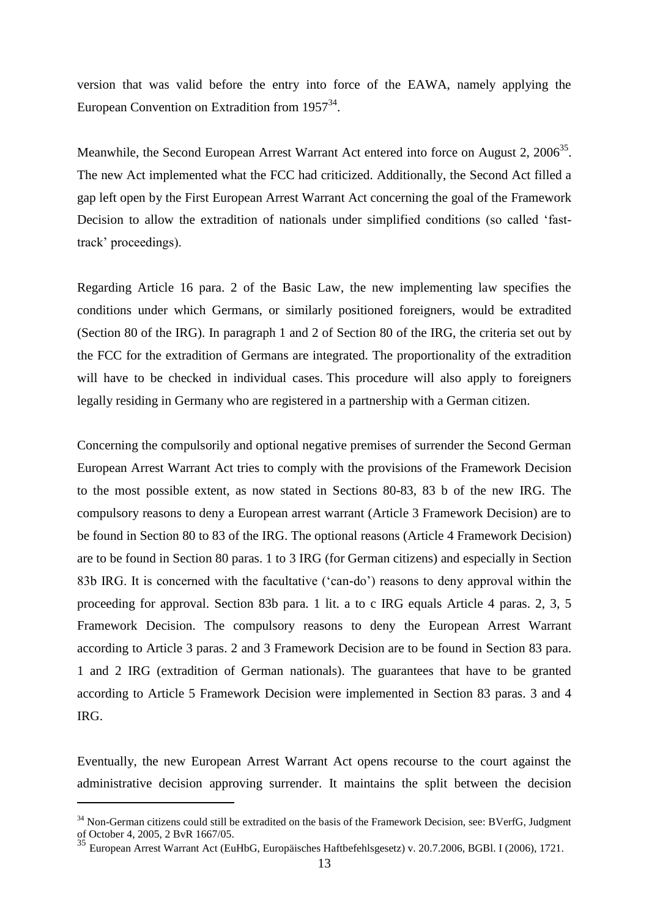version that was valid before the entry into force of the EAWA, namely applying the European Convention on Extradition from 1957[34].

Meanwhile, the Second European Arrest Warrant Act entered into force on August 2, 2006[35]. The new Act implemented what the FCC had criticized. Additionally, the Second Act filled a gap left open by the First European Arrest Warrant Act concerning the goal of the Framework Decision to allow the extradition of nationals under simplified conditions (so called 'fast-track' proceedings).

Regarding Article 16 para. 2 of the Basic Law, the new implementing law specifies the conditions under which Germans, or similarly positioned foreigners, would be extradited (Section 80 of the IRG). In paragraph 1 and 2 of Section 80 of the IRG, the criteria set out by the FCC for the extradition of Germans are integrated. The proportionality of the extradition will have to be checked in individual cases. This procedure will also apply to foreigners legally residing in Germany who are registered in a partnership with a German citizen.

Concerning the compulsorily and optional negative premises of surrender the Second German European Arrest Warrant Act tries to comply with the provisions of the Framework Decision to the most possible extent, as now stated in Sections 80-83, 83 b of the new IRG. The compulsory reasons to deny a European arrest warrant (Article 3 Framework Decision) are to be found in Section 80 to 83 of the IRG. The optional reasons (Article 4 Framework Decision) are to be found in Section 80 paras. 1 to 3 IRG (for German citizens) and especially in Section 83b IRG. It is concerned with the facultative ('can-do') reasons to deny approval within the proceeding for approval. Section 83b para. 1 lit. a to c IRG equals Article 4 paras. 2, 3, 5 Framework Decision. The compulsory reasons to deny the European Arrest Warrant according to Article 3 paras. 2 and 3 Framework Decision are to be found in Section 83 para. 1 and 2 IRG (extradition of German nationals). The guarantees that have to be granted according to Article 5 Framework Decision were implemented in Section 83 paras. 3 and 4 IRG.

Eventually, the new European Arrest Warrant Act opens recourse to the court against the administrative decision approving surrender. It maintains the split between the decision

---

[34] Non-German citizens could still be extradited on the basis of the Framework Decision, see: BVerfG, Judgment of October 4, 2005, 2 BvR 1667/05.

[35] European Arrest Warrant Act (EuHbG, Europäisches Haftbefehlsgesetz) v. 20.7.2006, BGBl. I (2006), 1721.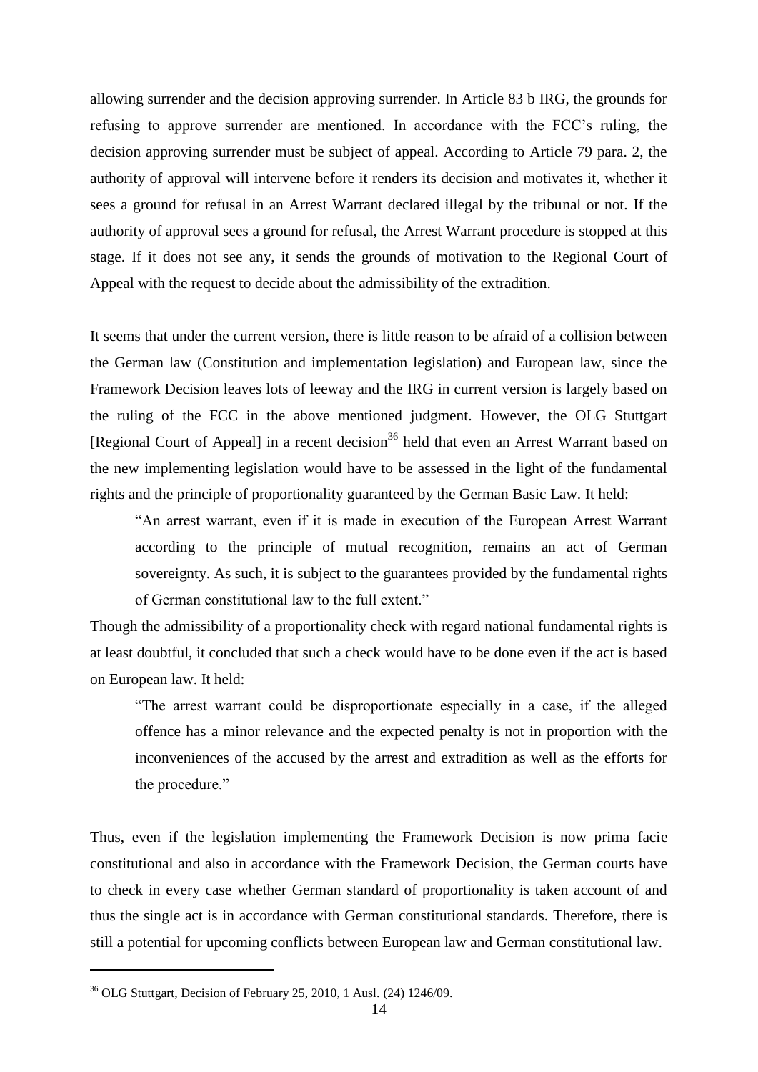allowing surrender and the decision approving surrender. In Article 83 b IRG, the grounds for refusing to approve surrender are mentioned. In accordance with the FCC's ruling, the decision approving surrender must be subject of appeal. According to Article 79 para. 2, the authority of approval will intervene before it renders its decision and motivates it, whether it sees a ground for refusal in an Arrest Warrant declared illegal by the tribunal or not. If the authority of approval sees a ground for refusal, the Arrest Warrant procedure is stopped at this stage. If it does not see any, it sends the grounds of motivation to the Regional Court of Appeal with the request to decide about the admissibility of the extradition.

It seems that under the current version, there is little reason to be afraid of a collision between the German law (Constitution and implementation legislation) and European law, since the Framework Decision leaves lots of leeway and the IRG in current version is largely based on the ruling of the FCC in the above mentioned judgment. However, the OLG Stuttgart [Regional Court of Appeal] in a recent decision[36] held that even an Arrest Warrant based on the new implementing legislation would have to be assessed in the light of the fundamental rights and the principle of proportionality guaranteed by the German Basic Law. It held:

> "An arrest warrant, even if it is made in execution of the European Arrest Warrant according to the principle of mutual recognition, remains an act of German sovereignty. As such, it is subject to the guarantees provided by the fundamental rights of German constitutional law to the full extent."

Though the admissibility of a proportionality check with regard national fundamental rights is at least doubtful, it concluded that such a check would have to be done even if the act is based on European law. It held:

> "The arrest warrant could be disproportionate especially in a case, if the alleged offence has a minor relevance and the expected penalty is not in proportion with the inconveniences of the accused by the arrest and extradition as well as the efforts for the procedure."

Thus, even if the legislation implementing the Framework Decision is now prima facie constitutional and also in accordance with the Framework Decision, the German courts have to check in every case whether German standard of proportionality is taken account of and thus the single act is in accordance with German constitutional standards. Therefore, there is still a potential for upcoming conflicts between European law and German constitutional law.

---

[36] OLG Stuttgart, Decision of February 25, 2010, 1 Ausl. (24) 1246/09.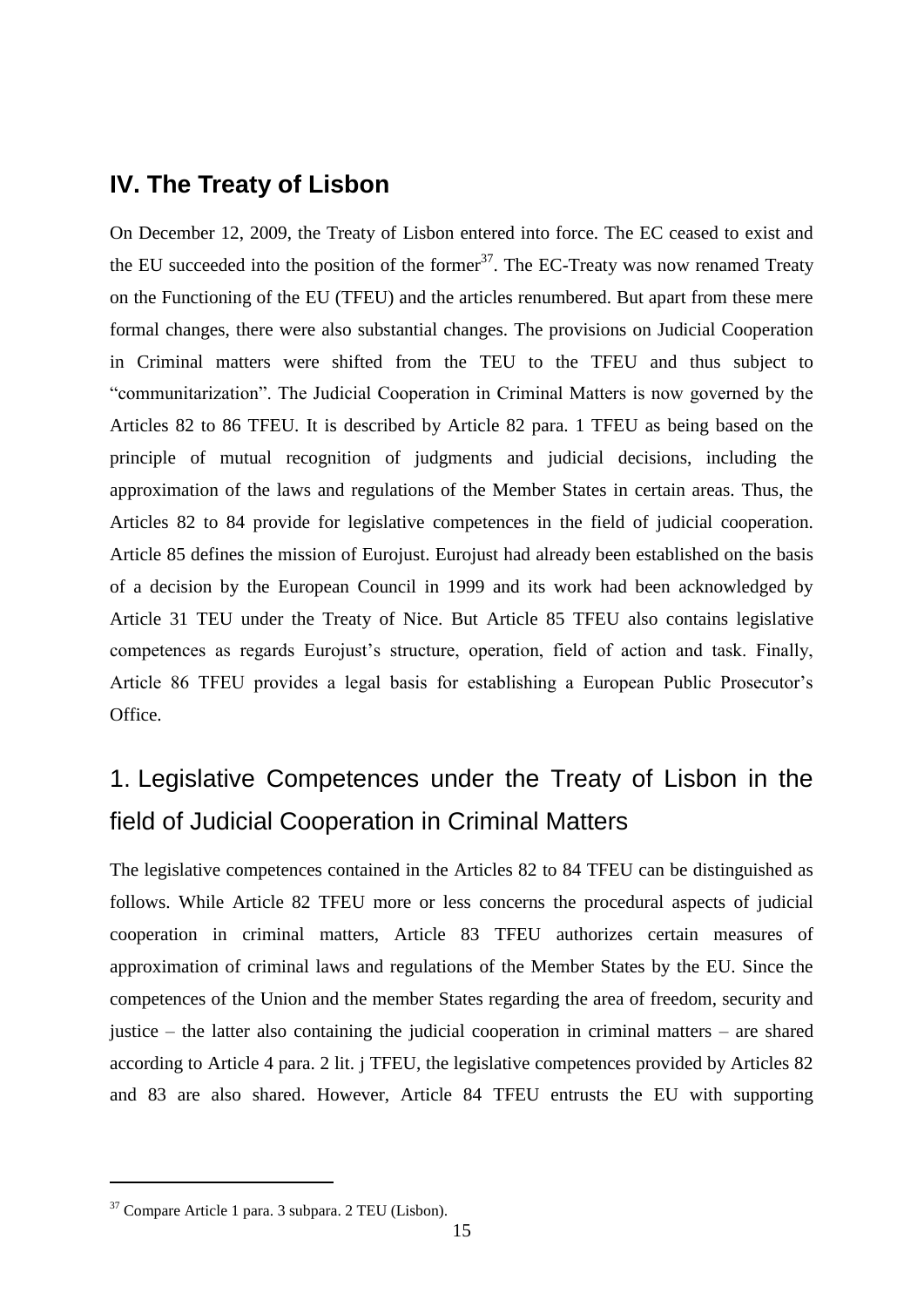## IV. The Treaty of Lisbon

On December 12, 2009, the Treaty of Lisbon entered into force. The EC ceased to exist and the EU succeeded into the position of the former[37]. The EC-Treaty was now renamed Treaty on the Functioning of the EU (TFEU) and the articles renumbered. But apart from these mere formal changes, there were also substantial changes. The provisions on Judicial Cooperation in Criminal matters were shifted from the TEU to the TFEU and thus subject to "communitarization". The Judicial Cooperation in Criminal Matters is now governed by the Articles 82 to 86 TFEU. It is described by Article 82 para. 1 TFEU as being based on the principle of mutual recognition of judgments and judicial decisions, including the approximation of the laws and regulations of the Member States in certain areas. Thus, the Articles 82 to 84 provide for legislative competences in the field of judicial cooperation. Article 85 defines the mission of Eurojust. Eurojust had already been established on the basis of a decision by the European Council in 1999 and its work had been acknowledged by Article 31 TEU under the Treaty of Nice. But Article 85 TFEU also contains legislative competences as regards Eurojust's structure, operation, field of action and task. Finally, Article 86 TFEU provides a legal basis for establishing a European Public Prosecutor's Office.

### 1. Legislative Competences under the Treaty of Lisbon in the field of Judicial Cooperation in Criminal Matters

The legislative competences contained in the Articles 82 to 84 TFEU can be distinguished as follows. While Article 82 TFEU more or less concerns the procedural aspects of judicial cooperation in criminal matters, Article 83 TFEU authorizes certain measures of approximation of criminal laws and regulations of the Member States by the EU. Since the competences of the Union and the member States regarding the area of freedom, security and justice – the latter also containing the judicial cooperation in criminal matters – are shared according to Article 4 para. 2 lit. j TFEU, the legislative competences provided by Articles 82 and 83 are also shared. However, Article 84 TFEU entrusts the EU with supporting

[37] Compare Article 1 para. 3 subpara. 2 TEU (Lisbon).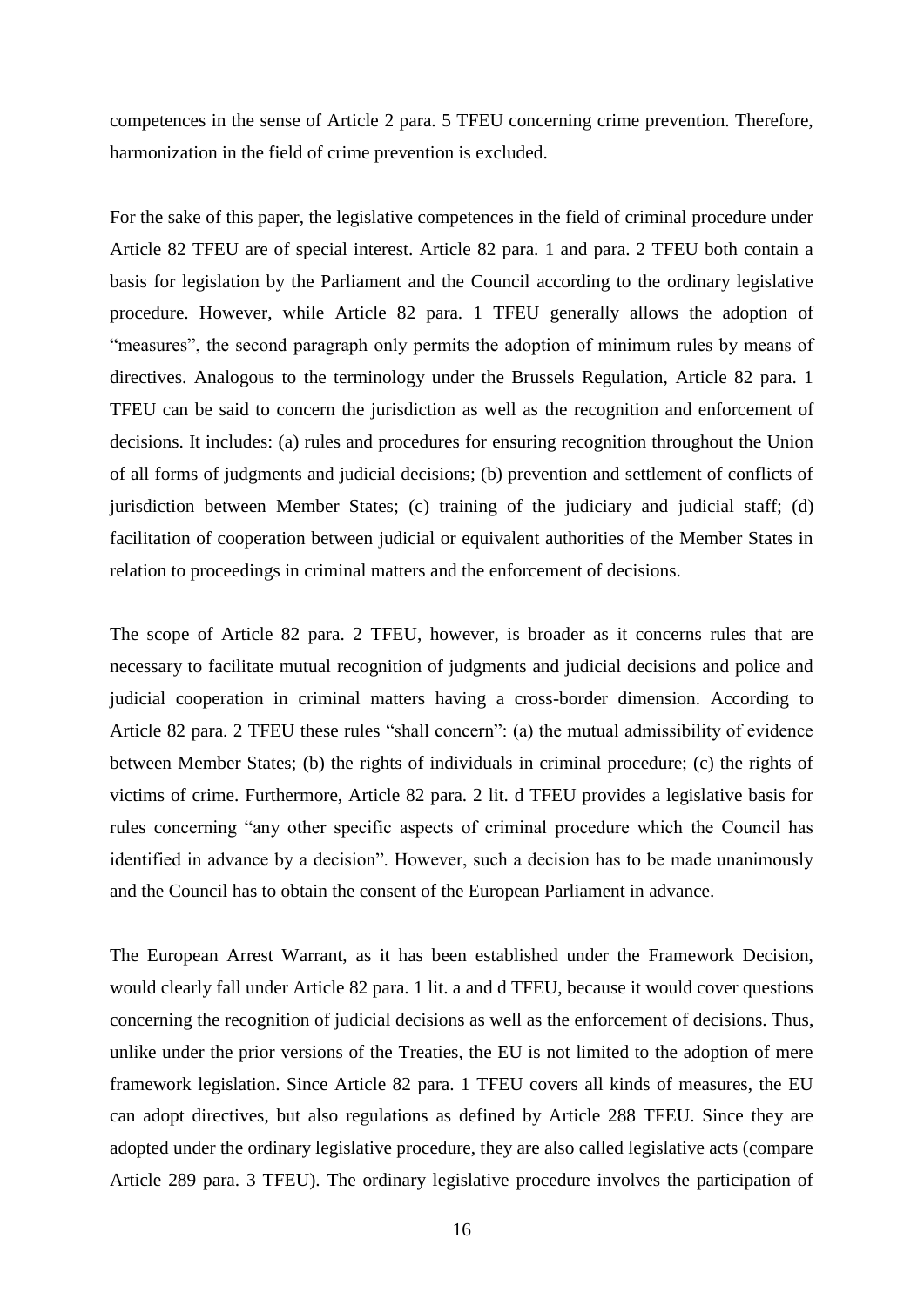competences in the sense of Article 2 para. 5 TFEU concerning crime prevention. Therefore, harmonization in the field of crime prevention is excluded.

For the sake of this paper, the legislative competences in the field of criminal procedure under Article 82 TFEU are of special interest. Article 82 para. 1 and para. 2 TFEU both contain a basis for legislation by the Parliament and the Council according to the ordinary legislative procedure. However, while Article 82 para. 1 TFEU generally allows the adoption of "measures", the second paragraph only permits the adoption of minimum rules by means of directives. Analogous to the terminology under the Brussels Regulation, Article 82 para. 1 TFEU can be said to concern the jurisdiction as well as the recognition and enforcement of decisions. It includes: (a) rules and procedures for ensuring recognition throughout the Union of all forms of judgments and judicial decisions; (b) prevention and settlement of conflicts of jurisdiction between Member States; (c) training of the judiciary and judicial staff; (d) facilitation of cooperation between judicial or equivalent authorities of the Member States in relation to proceedings in criminal matters and the enforcement of decisions.

The scope of Article 82 para. 2 TFEU, however, is broader as it concerns rules that are necessary to facilitate mutual recognition of judgments and judicial decisions and police and judicial cooperation in criminal matters having a cross-border dimension. According to Article 82 para. 2 TFEU these rules "shall concern": (a) the mutual admissibility of evidence between Member States; (b) the rights of individuals in criminal procedure; (c) the rights of victims of crime. Furthermore, Article 82 para. 2 lit. d TFEU provides a legislative basis for rules concerning "any other specific aspects of criminal procedure which the Council has identified in advance by a decision". However, such a decision has to be made unanimously and the Council has to obtain the consent of the European Parliament in advance.

The European Arrest Warrant, as it has been established under the Framework Decision, would clearly fall under Article 82 para. 1 lit. a and d TFEU, because it would cover questions concerning the recognition of judicial decisions as well as the enforcement of decisions. Thus, unlike under the prior versions of the Treaties, the EU is not limited to the adoption of mere framework legislation. Since Article 82 para. 1 TFEU covers all kinds of measures, the EU can adopt directives, but also regulations as defined by Article 288 TFEU. Since they are adopted under the ordinary legislative procedure, they are also called legislative acts (compare Article 289 para. 3 TFEU). The ordinary legislative procedure involves the participation of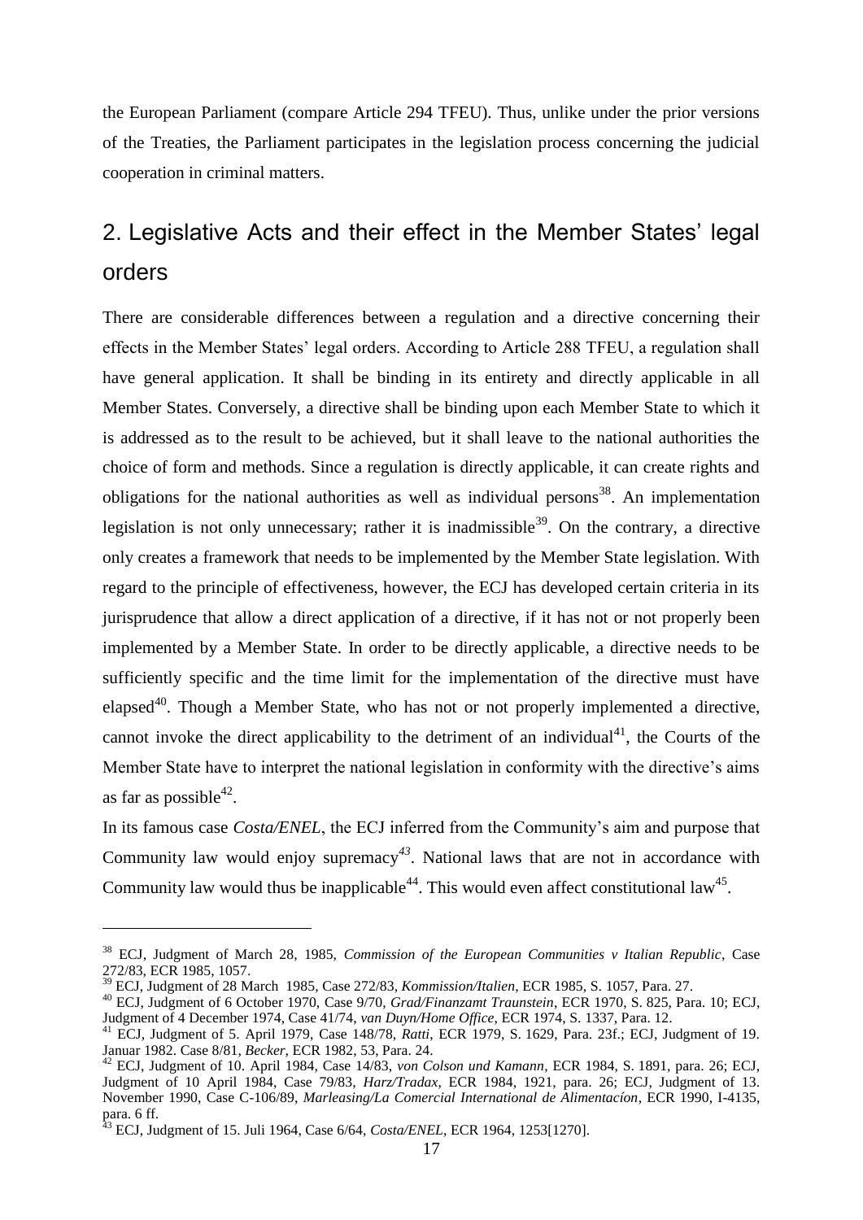the European Parliament (compare Article 294 TFEU). Thus, unlike under the prior versions of the Treaties, the Parliament participates in the legislation process concerning the judicial cooperation in criminal matters.

## 2. Legislative Acts and their effect in the Member States' legal orders

There are considerable differences between a regulation and a directive concerning their effects in the Member States' legal orders. According to Article 288 TFEU, a regulation shall have general application. It shall be binding in its entirety and directly applicable in all Member States. Conversely, a directive shall be binding upon each Member State to which it is addressed as to the result to be achieved, but it shall leave to the national authorities the choice of form and methods. Since a regulation is directly applicable, it can create rights and obligations for the national authorities as well as individual persons[38]. An implementation legislation is not only unnecessary; rather it is inadmissible[39]. On the contrary, a directive only creates a framework that needs to be implemented by the Member State legislation. With regard to the principle of effectiveness, however, the ECJ has developed certain criteria in its jurisprudence that allow a direct application of a directive, if it has not or not properly been implemented by a Member State. In order to be directly applicable, a directive needs to be sufficiently specific and the time limit for the implementation of the directive must have elapsed[40]. Though a Member State, who has not or not properly implemented a directive, cannot invoke the direct applicability to the detriment of an individual[41], the Courts of the Member State have to interpret the national legislation in conformity with the directive's aims as far as possible[42].

In its famous case *Costa/ENEL*, the ECJ inferred from the Community's aim and purpose that Community law would enjoy supremacy[43]. National laws that are not in accordance with Community law would thus be inapplicable[44]. This would even affect constitutional law[45].

---

[38] ECJ, Judgment of March 28, 1985, *Commission of the European Communities v Italian Republic*, Case 272/83, ECR 1985, 1057.

[39] ECJ, Judgment of 28 March 1985, Case 272/83, *Kommission/Italien*, ECR 1985, S. 1057, Para. 27.

[40] ECJ, Judgment of 6 October 1970, Case 9/70, *Grad/Finanzamt Traunstein*, ECR 1970, S. 825, Para. 10; ECJ, Judgment of 4 December 1974, Case 41/74, *van Duyn/Home Office*, ECR 1974, S. 1337, Para. 12.

[41] ECJ, Judgment of 5. April 1979, Case 148/78, *Ratti*, ECR 1979, S. 1629, Para. 23f.; ECJ, Judgment of 19. Januar 1982. Case 8/81, *Becker*, ECR 1982, 53, Para. 24.

[42] ECJ, Judgment of 10. April 1984, Case 14/83, *von Colson und Kamann*, ECR 1984, S. 1891, para. 26; ECJ, Judgment of 10 April 1984, Case 79/83, *Harz/Tradax*, ECR 1984, 1921, para. 26; ECJ, Judgment of 13. November 1990, Case C-106/89, *Marleasing/La Comercial International de Alimentacíon*, ECR 1990, I-4135, para. 6 ff.

[43] ECJ, Judgment of 15. Juli 1964, Case 6/64, *Costa/ENEL*, ECR 1964, 1253[1270].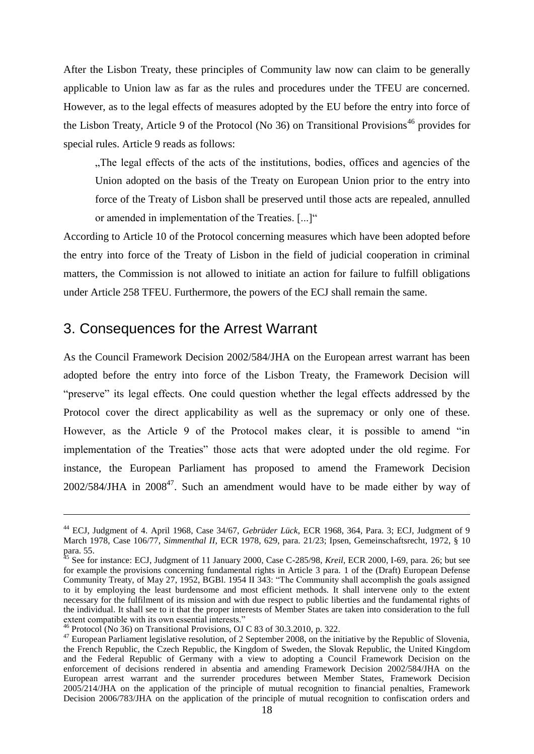After the Lisbon Treaty, these principles of Community law now can claim to be generally applicable to Union law as far as the rules and procedures under the TFEU are concerned. However, as to the legal effects of measures adopted by the EU before the entry into force of the Lisbon Treaty, Article 9 of the Protocol (No 36) on Transitional Provisions[46] provides for special rules. Article 9 reads as follows:

> „The legal effects of the acts of the institutions, bodies, offices and agencies of the Union adopted on the basis of the Treaty on European Union prior to the entry into force of the Treaty of Lisbon shall be preserved until those acts are repealed, annulled or amended in implementation of the Treaties. [...]"

According to Article 10 of the Protocol concerning measures which have been adopted before the entry into force of the Treaty of Lisbon in the field of judicial cooperation in criminal matters, the Commission is not allowed to initiate an action for failure to fulfill obligations under Article 258 TFEU. Furthermore, the powers of the ECJ shall remain the same.

## 3. Consequences for the Arrest Warrant

As the Council Framework Decision 2002/584/JHA on the European arrest warrant has been adopted before the entry into force of the Lisbon Treaty, the Framework Decision will "preserve" its legal effects. One could question whether the legal effects addressed by the Protocol cover the direct applicability as well as the supremacy or only one of these. However, as the Article 9 of the Protocol makes clear, it is possible to amend "in implementation of the Treaties" those acts that were adopted under the old regime. For instance, the European Parliament has proposed to amend the Framework Decision 2002/584/JHA in 2008[47]. Such an amendment would have to be made either by way of

---

[44] ECJ, Judgment of 4. April 1968, Case 34/67, *Gebrüder Lück*, ECR 1968, 364, Para. 3; ECJ, Judgment of 9 March 1978, Case 106/77, *Simmenthal II*, ECR 1978, 629, para. 21/23; Ipsen, Gemeinschaftsrecht, 1972, § 10 para. 55.

[45] See for instance: ECJ, Judgment of 11 January 2000, Case C-285/98, *Kreil*, ECR 2000, I-69, para. 26; but see for example the provisions concerning fundamental rights in Article 3 para. 1 of the (Draft) European Defense Community Treaty, of May 27, 1952, BGBl. 1954 II 343: "The Community shall accomplish the goals assigned to it by employing the least burdensome and most efficient methods. It shall intervene only to the extent necessary for the fulfilment of its mission and with due respect to public liberties and the fundamental rights of the individual. It shall see to it that the proper interests of Member States are taken into consideration to the full extent compatible with its own essential interests."

[46] Protocol (No 36) on Transitional Provisions, OJ C 83 of 30.3.2010, p. 322.

[47] European Parliament legislative resolution, of 2 September 2008, on the initiative by the Republic of Slovenia, the French Republic, the Czech Republic, the Kingdom of Sweden, the Slovak Republic, the United Kingdom and the Federal Republic of Germany with a view to adopting a Council Framework Decision on the enforcement of decisions rendered in absentia and amending Framework Decision 2002/584/JHA on the European arrest warrant and the surrender procedures between Member States, Framework Decision 2005/214/JHA on the application of the principle of mutual recognition to financial penalties, Framework Decision 2006/783/JHA on the application of the principle of mutual recognition to confiscation orders and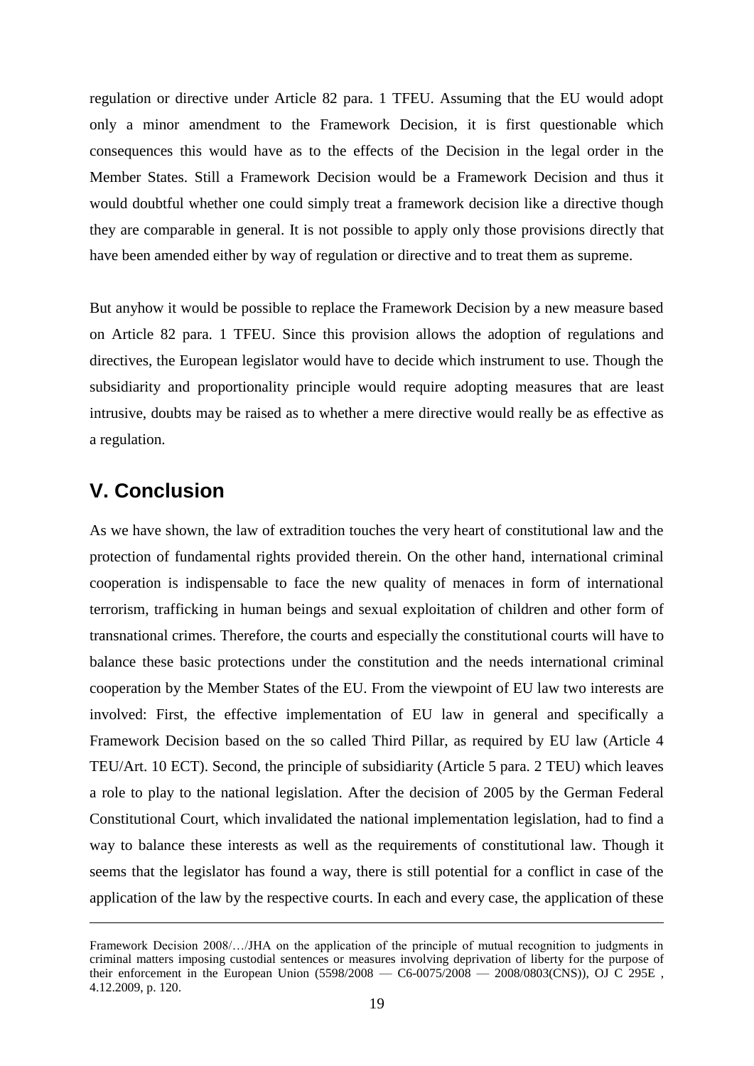regulation or directive under Article 82 para. 1 TFEU. Assuming that the EU would adopt only a minor amendment to the Framework Decision, it is first questionable which consequences this would have as to the effects of the Decision in the legal order in the Member States. Still a Framework Decision would be a Framework Decision and thus it would doubtful whether one could simply treat a framework decision like a directive though they are comparable in general. It is not possible to apply only those provisions directly that have been amended either by way of regulation or directive and to treat them as supreme.

But anyhow it would be possible to replace the Framework Decision by a new measure based on Article 82 para. 1 TFEU. Since this provision allows the adoption of regulations and directives, the European legislator would have to decide which instrument to use. Though the subsidiarity and proportionality principle would require adopting measures that are least intrusive, doubts may be raised as to whether a mere directive would really be as effective as a regulation.

## V. Conclusion

As we have shown, the law of extradition touches the very heart of constitutional law and the protection of fundamental rights provided therein. On the other hand, international criminal cooperation is indispensable to face the new quality of menaces in form of international terrorism, trafficking in human beings and sexual exploitation of children and other form of transnational crimes. Therefore, the courts and especially the constitutional courts will have to balance these basic protections under the constitution and the needs international criminal cooperation by the Member States of the EU. From the viewpoint of EU law two interests are involved: First, the effective implementation of EU law in general and specifically a Framework Decision based on the so called Third Pillar, as required by EU law (Article 4 TEU/Art. 10 ECT). Second, the principle of subsidiarity (Article 5 para. 2 TEU) which leaves a role to play to the national legislation. After the decision of 2005 by the German Federal Constitutional Court, which invalidated the national implementation legislation, had to find a way to balance these interests as well as the requirements of constitutional law. Though it seems that the legislator has found a way, there is still potential for a conflict in case of the application of the law by the respective courts. In each and every case, the application of these

---

Framework Decision 2008/…/JHA on the application of the principle of mutual recognition to judgments in criminal matters imposing custodial sentences or measures involving deprivation of liberty for the purpose of their enforcement in the European Union (5598/2008 — C6-0075/2008 — 2008/0803(CNS)), OJ C 295E , 4.12.2009, p. 120.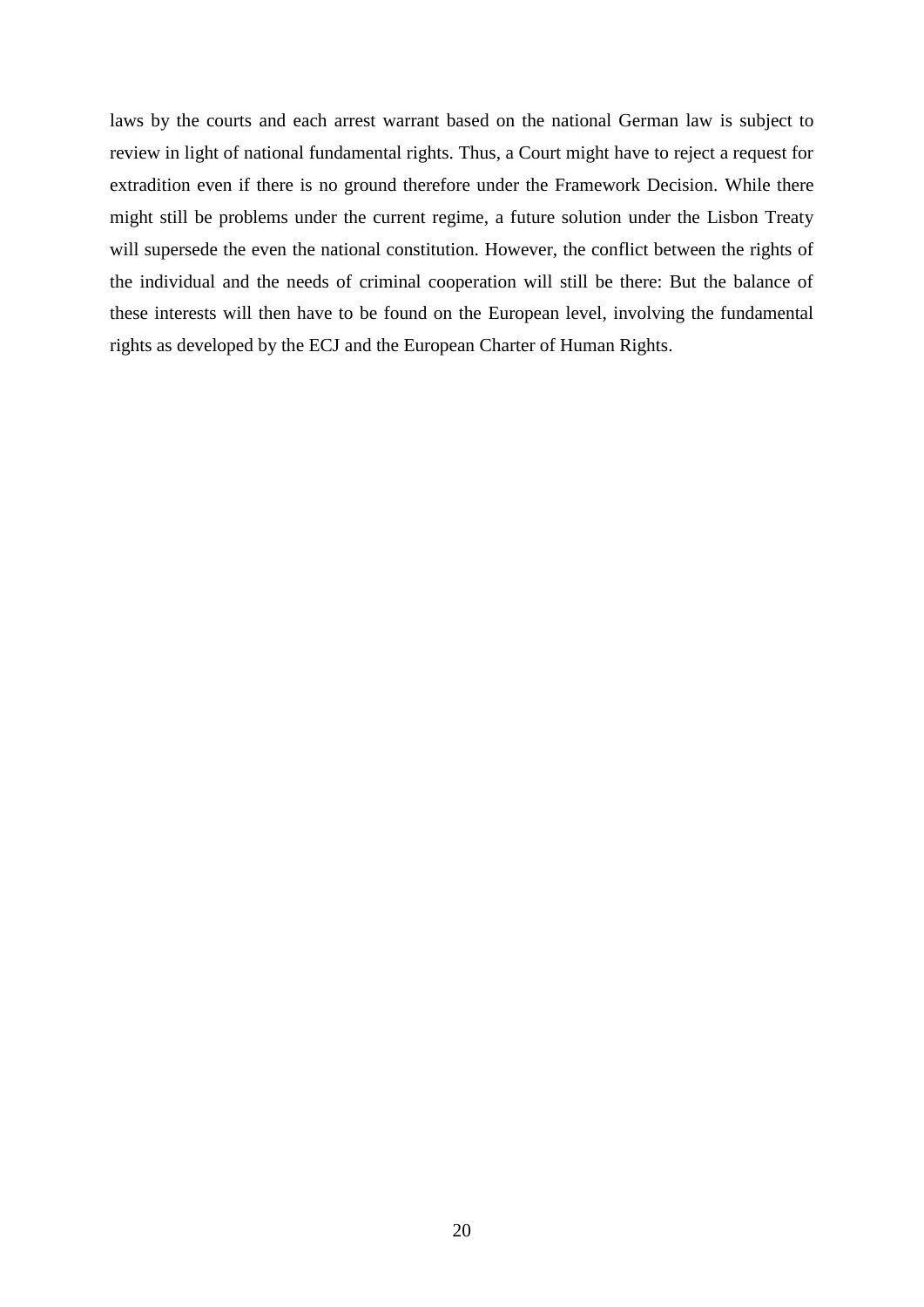laws by the courts and each arrest warrant based on the national German law is subject to review in light of national fundamental rights. Thus, a Court might have to reject a request for extradition even if there is no ground therefore under the Framework Decision. While there might still be problems under the current regime, a future solution under the Lisbon Treaty will supersede the even the national constitution. However, the conflict between the rights of the individual and the needs of criminal cooperation will still be there: But the balance of these interests will then have to be found on the European level, involving the fundamental rights as developed by the ECJ and the European Charter of Human Rights.